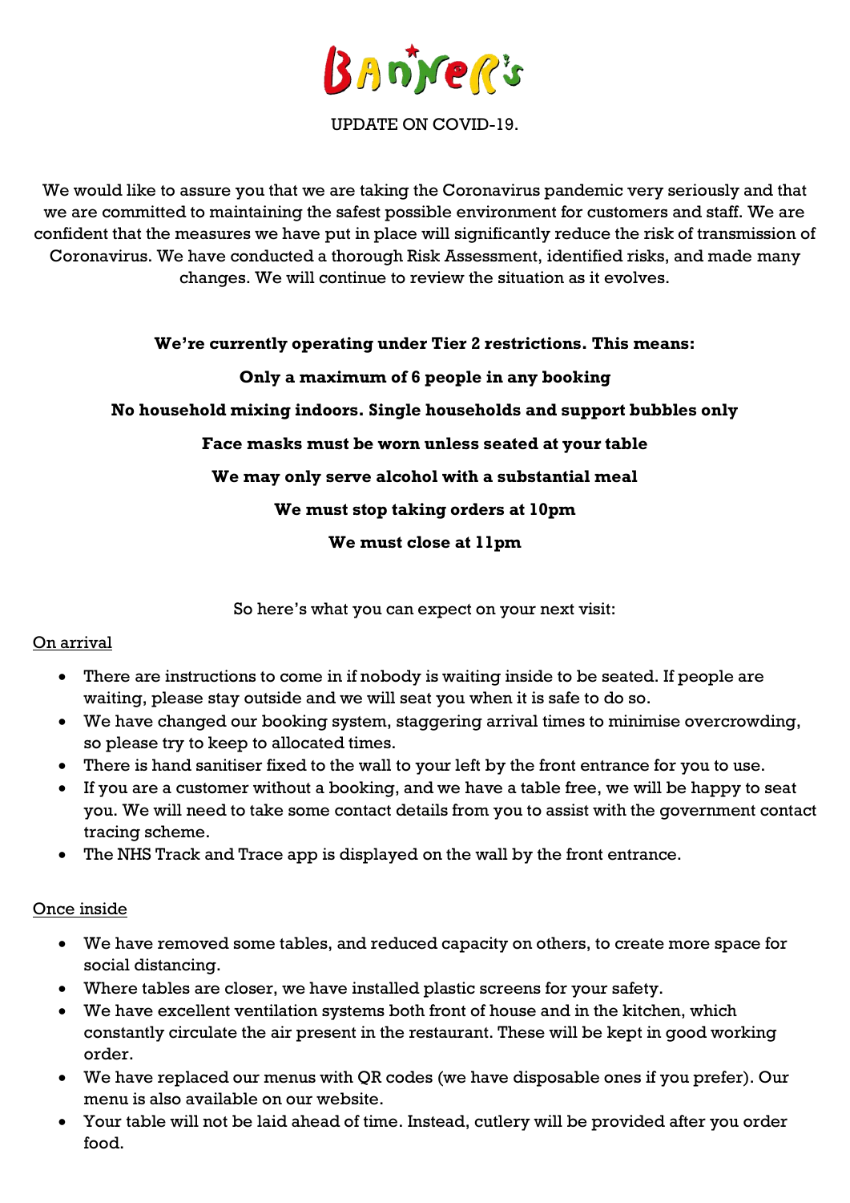# Banner's

UPDATE ON COVID-19.

We would like to assure you that we are taking the Coronavirus pandemic very seriously and that we are committed to maintaining the safest possible environment for customers and staff. We are confident that the measures we have put in place will significantly reduce the risk of transmission of Coronavirus. We have conducted a thorough Risk Assessment, identified risks, and made many changes. We will continue to review the situation as it evolves.

**We're currently operating under Tier 2 restrictions. This means:**

**Only a maximum of 6 people in any booking**

**No household mixing indoors. Single households and support bubbles only**

**Face masks must be worn unless seated at your table**

**We may only serve alcohol with a substantial meal**

**We must stop taking orders at 10pm**

**We must close at 11pm**

So here's what you can expect on your next visit:

On arrival

- There are instructions to come in if nobody is waiting inside to be seated. If people are waiting, please stay outside and we will seat you when it is safe to do so.
- We have changed our booking system, staggering arrival times to minimise overcrowding, so please try to keep to allocated times.
- There is hand sanitiser fixed to the wall to your left by the front entrance for you to use.
- If you are a customer without a booking, and we have a table free, we will be happy to seat you. We will need to take some contact details from you to assist with the government contact tracing scheme.
- The NHS Track and Trace app is displayed on the wall by the front entrance.

Once inside

- We have removed some tables, and reduced capacity on others, to create more space for social distancing.
- Where tables are closer, we have installed plastic screens for your safety.
- We have excellent ventilation systems both front of house and in the kitchen, which constantly circulate the air present in the restaurant. These will be kept in good working order.
- We have replaced our menus with QR codes (we have disposable ones if you prefer). Our menu is also available on our website.
- Your table will not be laid ahead of time. Instead, cutlery will be provided after you order food.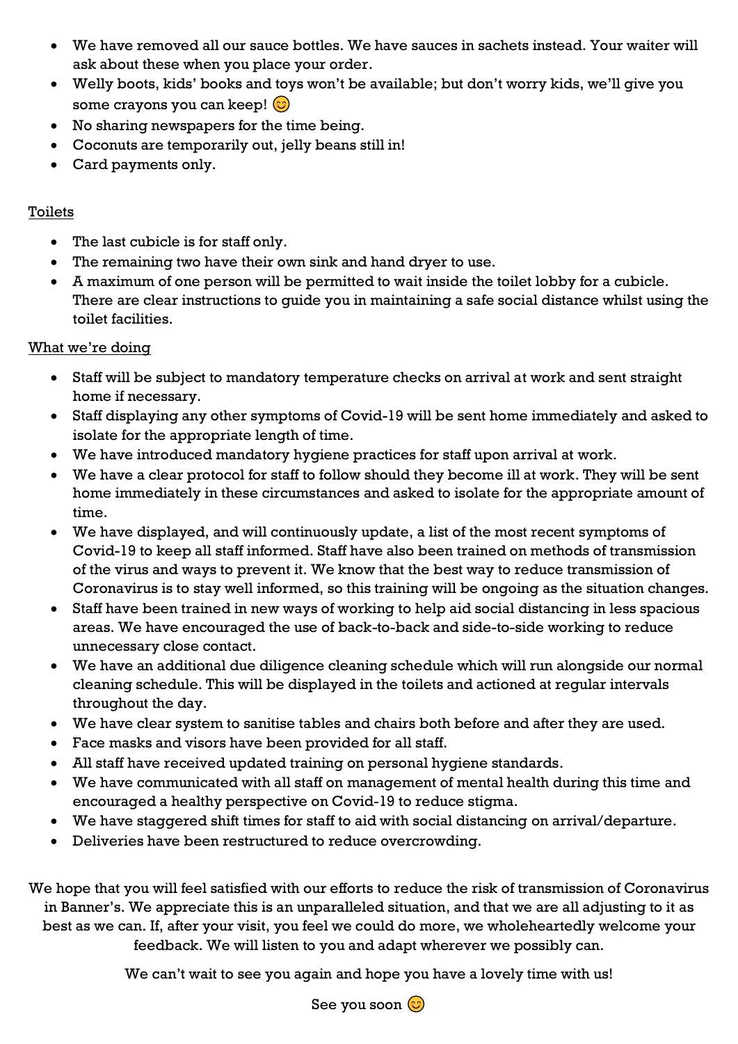- We have removed all our sauce bottles. We have sauces in sachets instead. Your waiter will ask about these when you place your order.
- Welly boots, kids' books and toys won't be available; but don't worry kids, we'll give you some crayons you can keep! 😊
- No sharing newspapers for the time being.
- Coconuts are temporarily out, jelly beans still in!
- Card payments only.

<u>Toilets</u>

- The last cubicle is for staff only.
- The remaining two have their own sink and hand dryer to use.
- A maximum of one person will be permitted to wait inside the toilet lobby for a cubicle. There are clear instructions to guide you in maintaining a safe social distance whilst using the toilet facilities.

<u>What we're doing</u>

- Staff will be subject to mandatory temperature checks on arrival at work and sent straight home if necessary.
- Staff displaying any other symptoms of Covid-19 will be sent home immediately and asked to isolate for the appropriate length of time.
- We have introduced mandatory hygiene practices for staff upon arrival at work.
- We have a clear protocol for staff to follow should they become ill at work. They will be sent home immediately in these circumstances and asked to isolate for the appropriate amount of time.
- We have displayed, and will continuously update, a list of the most recent symptoms of Covid-19 to keep all staff informed. Staff have also been trained on methods of transmission of the virus and ways to prevent it. We know that the best way to reduce transmission of Coronavirus is to stay well informed, so this training will be ongoing as the situation changes.
- Staff have been trained in new ways of working to help aid social distancing in less spacious areas. We have encouraged the use of back-to-back and side-to-side working to reduce unnecessary close contact.
- We have an additional due diligence cleaning schedule which will run alongside our normal cleaning schedule. This will be displayed in the toilets and actioned at regular intervals throughout the day.
- We have clear system to sanitise tables and chairs both before and after they are used.
- Face masks and visors have been provided for all staff.
- All staff have received updated training on personal hygiene standards.
- We have communicated with all staff on management of mental health during this time and encouraged a healthy perspective on Covid-19 to reduce stigma.
- We have staggered shift times for staff to aid with social distancing on arrival/departure.
- Deliveries have been restructured to reduce overcrowding.

We hope that you will feel satisfied with our efforts to reduce the risk of transmission of Coronavirus in Banner's. We appreciate this is an unparalleled situation, and that we are all adjusting to it as best as we can. If, after your visit, you feel we could do more, we wholeheartedly welcome your feedback. We will listen to you and adapt wherever we possibly can.

We can't wait to see you again and hope you have a lovely time with us!

See you soon 😊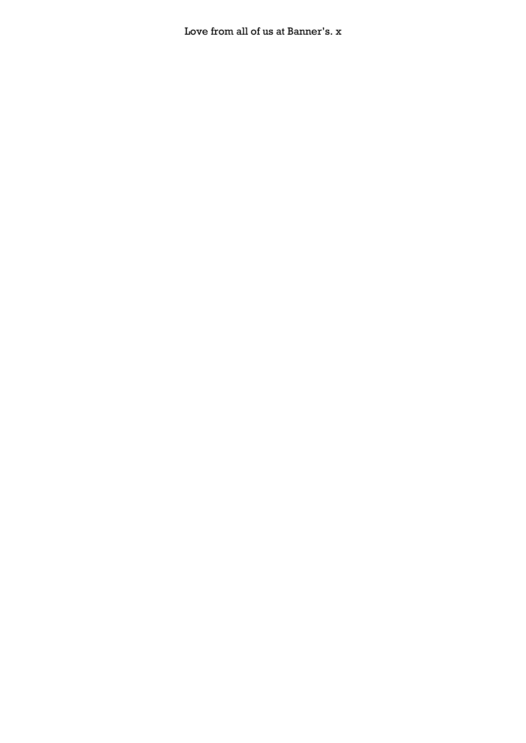Love from all of us at Banner's. x